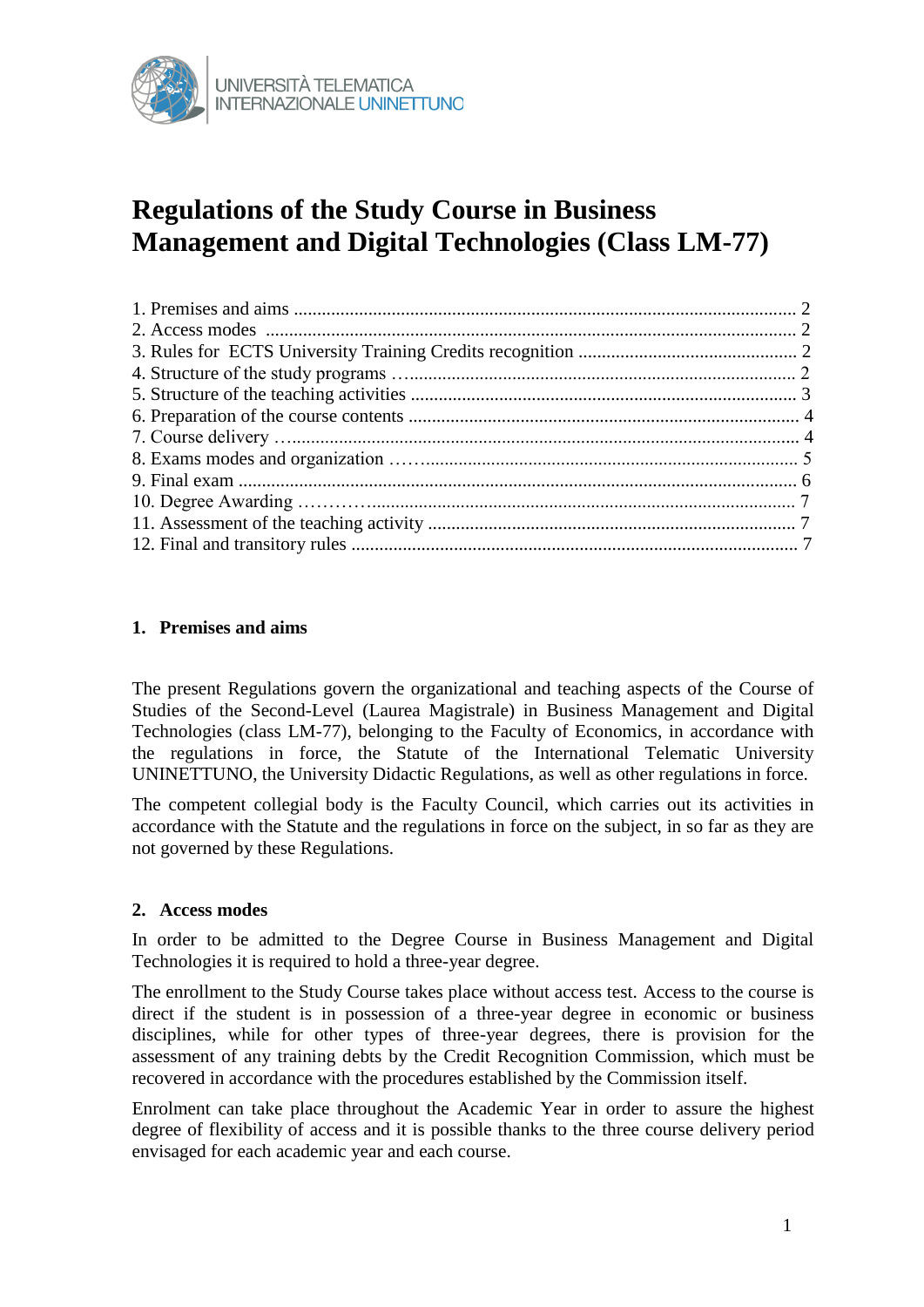UNIVERSITÀ TELEMATICA INTERNAZIONALE UNINETTUNO

# Regulations of the Study Course in Business Management and Digital Technologies (Class LM-77)

1. Premises and aims ........................................................................................................ 2
2. Access modes ............................................................................................................... 2
3. Rules for ECTS University Training Credits recognition ............................................ 2
4. Structure of the study programs ................................................................................... 2
5. Structure of the teaching activities ............................................................................... 3
6. Preparation of the course contents ............................................................................... 4
7. Course delivery ............................................................................................................. 4
8. Exams modes and organization .................................................................................... 5
9. Final exam .................................................................................................................... 6
10. Degree Awarding ........................................................................................................ 7
11. Assessment of the teaching activity ............................................................................ 7
12. Final and transitory rules ............................................................................................ 7

## 1. Premises and aims

The present Regulations govern the organizational and teaching aspects of the Course of Studies of the Second-Level (Laurea Magistrale) in Business Management and Digital Technologies (class LM-77), belonging to the Faculty of Economics, in accordance with the regulations in force, the Statute of the International Telematic University UNINETTUNO, the University Didactic Regulations, as well as other regulations in force.

The competent collegial body is the Faculty Council, which carries out its activities in accordance with the Statute and the regulations in force on the subject, in so far as they are not governed by these Regulations.

## 2. Access modes

In order to be admitted to the Degree Course in Business Management and Digital Technologies it is required to hold a three-year degree.

The enrollment to the Study Course takes place without access test. Access to the course is direct if the student is in possession of a three-year degree in economic or business disciplines, while for other types of three-year degrees, there is provision for the assessment of any training debts by the Credit Recognition Commission, which must be recovered in accordance with the procedures established by the Commission itself.

Enrolment can take place throughout the Academic Year in order to assure the highest degree of flexibility of access and it is possible thanks to the three course delivery period envisaged for each academic year and each course.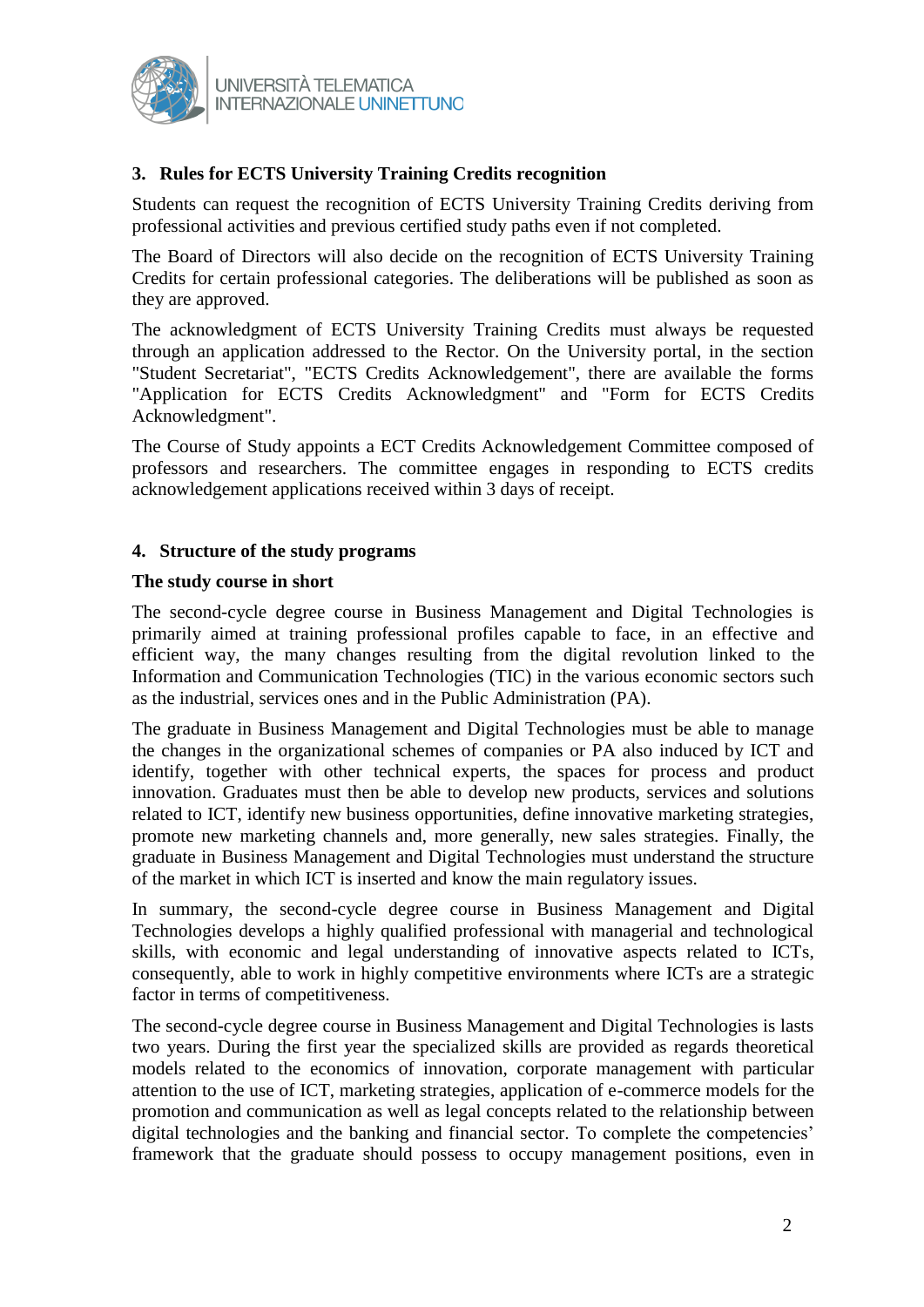## 3. Rules for ECTS University Training Credits recognition

Students can request the recognition of ECTS University Training Credits deriving from professional activities and previous certified study paths even if not completed.

The Board of Directors will also decide on the recognition of ECTS University Training Credits for certain professional categories. The deliberations will be published as soon as they are approved.

The acknowledgment of ECTS University Training Credits must always be requested through an application addressed to the Rector. On the University portal, in the section "Student Secretariat", "ECTS Credits Acknowledgement", there are available the forms "Application for ECTS Credits Acknowledgment" and "Form for ECTS Credits Acknowledgment".

The Course of Study appoints a ECT Credits Acknowledgement Committee composed of professors and researchers. The committee engages in responding to ECTS credits acknowledgement applications received within 3 days of receipt.

## 4. Structure of the study programs

### The study course in short

The second-cycle degree course in Business Management and Digital Technologies is primarily aimed at training professional profiles capable to face, in an effective and efficient way, the many changes resulting from the digital revolution linked to the Information and Communication Technologies (TIC) in the various economic sectors such as the industrial, services ones and in the Public Administration (PA).

The graduate in Business Management and Digital Technologies must be able to manage the changes in the organizational schemes of companies or PA also induced by ICT and identify, together with other technical experts, the spaces for process and product innovation. Graduates must then be able to develop new products, services and solutions related to ICT, identify new business opportunities, define innovative marketing strategies, promote new marketing channels and, more generally, new sales strategies. Finally, the graduate in Business Management and Digital Technologies must understand the structure of the market in which ICT is inserted and know the main regulatory issues.

In summary, the second-cycle degree course in Business Management and Digital Technologies develops a highly qualified professional with managerial and technological skills, with economic and legal understanding of innovative aspects related to ICTs, consequently, able to work in highly competitive environments where ICTs are a strategic factor in terms of competitiveness.

The second-cycle degree course in Business Management and Digital Technologies is lasts two years. During the first year the specialized skills are provided as regards theoretical models related to the economics of innovation, corporate management with particular attention to the use of ICT, marketing strategies, application of e-commerce models for the promotion and communication as well as legal concepts related to the relationship between digital technologies and the banking and financial sector. To complete the competencies' framework that the graduate should possess to occupy management positions, even in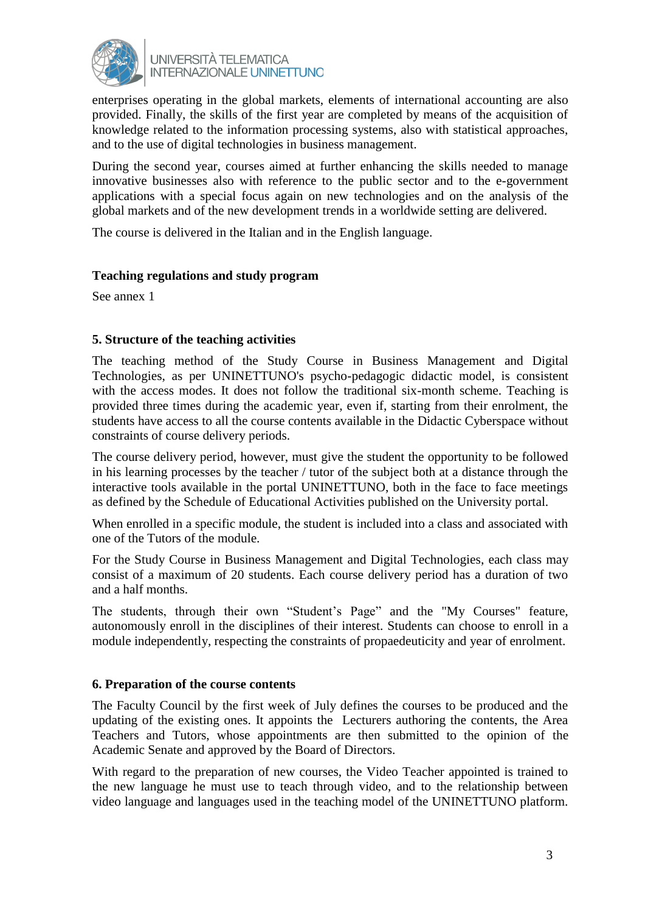enterprises operating in the global markets, elements of international accounting are also provided. Finally, the skills of the first year are completed by means of the acquisition of knowledge related to the information processing systems, also with statistical approaches, and to the use of digital technologies in business management.

During the second year, courses aimed at further enhancing the skills needed to manage innovative businesses also with reference to the public sector and to the e-government applications with a special focus again on new technologies and on the analysis of the global markets and of the new development trends in a worldwide setting are delivered.

The course is delivered in the Italian and in the English language.

**Teaching regulations and study program**

See annex 1

## 5. Structure of the teaching activities

The teaching method of the Study Course in Business Management and Digital Technologies, as per UNINETTUNO's psycho-pedagogic didactic model, is consistent with the access modes. It does not follow the traditional six-month scheme. Teaching is provided three times during the academic year, even if, starting from their enrolment, the students have access to all the course contents available in the Didactic Cyberspace without constraints of course delivery periods.

The course delivery period, however, must give the student the opportunity to be followed in his learning processes by the teacher / tutor of the subject both at a distance through the interactive tools available in the portal UNINETTUNO, both in the face to face meetings as defined by the Schedule of Educational Activities published on the University portal.

When enrolled in a specific module, the student is included into a class and associated with one of the Tutors of the module.

For the Study Course in Business Management and Digital Technologies, each class may consist of a maximum of 20 students. Each course delivery period has a duration of two and a half months.

The students, through their own "Student's Page" and the "My Courses" feature, autonomously enroll in the disciplines of their interest. Students can choose to enroll in a module independently, respecting the constraints of propaedeuticity and year of enrolment.

## 6. Preparation of the course contents

The Faculty Council by the first week of July defines the courses to be produced and the updating of the existing ones. It appoints the Lecturers authoring the contents, the Area Teachers and Tutors, whose appointments are then submitted to the opinion of the Academic Senate and approved by the Board of Directors.

With regard to the preparation of new courses, the Video Teacher appointed is trained to the new language he must use to teach through video, and to the relationship between video language and languages used in the teaching model of the UNINETTUNO platform.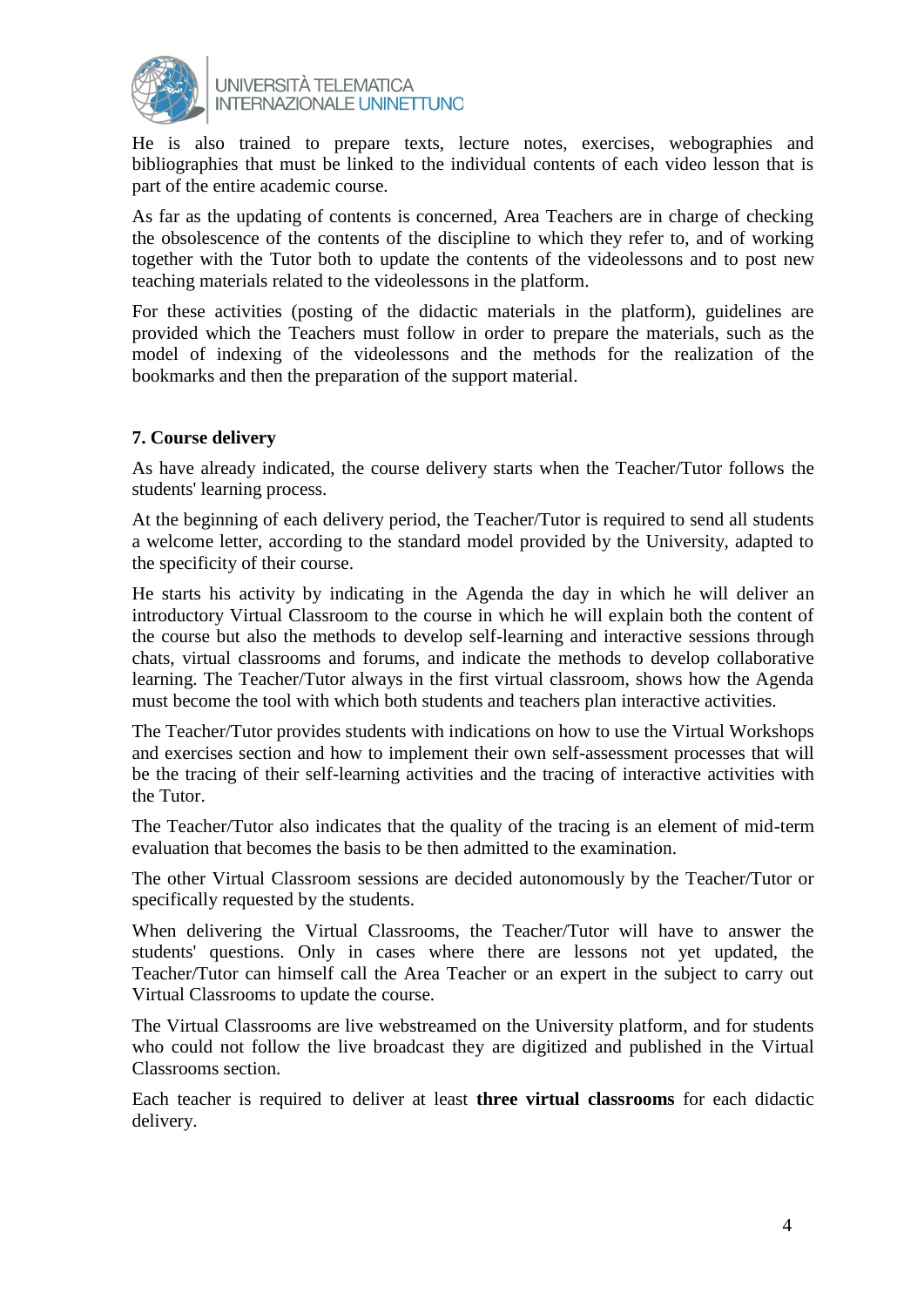He is also trained to prepare texts, lecture notes, exercises, webographies and bibliographies that must be linked to the individual contents of each video lesson that is part of the entire academic course.

As far as the updating of contents is concerned, Area Teachers are in charge of checking the obsolescence of the contents of the discipline to which they refer to, and of working together with the Tutor both to update the contents of the videolessons and to post new teaching materials related to the videolessons in the platform.

For these activities (posting of the didactic materials in the platform), guidelines are provided which the Teachers must follow in order to prepare the materials, such as the model of indexing of the videolessons and the methods for the realization of the bookmarks and then the preparation of the support material.

## 7. Course delivery

As have already indicated, the course delivery starts when the Teacher/Tutor follows the students' learning process.

At the beginning of each delivery period, the Teacher/Tutor is required to send all students a welcome letter, according to the standard model provided by the University, adapted to the specificity of their course.

He starts his activity by indicating in the Agenda the day in which he will deliver an introductory Virtual Classroom to the course in which he will explain both the content of the course but also the methods to develop self-learning and interactive sessions through chats, virtual classrooms and forums, and indicate the methods to develop collaborative learning. The Teacher/Tutor always in the first virtual classroom, shows how the Agenda must become the tool with which both students and teachers plan interactive activities.

The Teacher/Tutor provides students with indications on how to use the Virtual Workshops and exercises section and how to implement their own self-assessment processes that will be the tracing of their self-learning activities and the tracing of interactive activities with the Tutor.

The Teacher/Tutor also indicates that the quality of the tracing is an element of mid-term evaluation that becomes the basis to be then admitted to the examination.

The other Virtual Classroom sessions are decided autonomously by the Teacher/Tutor or specifically requested by the students.

When delivering the Virtual Classrooms, the Teacher/Tutor will have to answer the students' questions. Only in cases where there are lessons not yet updated, the Teacher/Tutor can himself call the Area Teacher or an expert in the subject to carry out Virtual Classrooms to update the course.

The Virtual Classrooms are live webstreamed on the University platform, and for students who could not follow the live broadcast they are digitized and published in the Virtual Classrooms section.

Each teacher is required to deliver at least **three virtual classrooms** for each didactic delivery.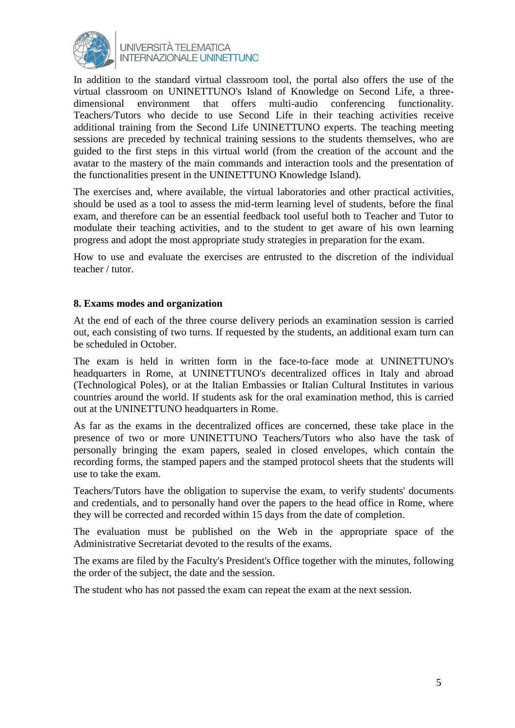In addition to the standard virtual classroom tool, the portal also offers the use of the virtual classroom on UNINETTUNO's Island of Knowledge on Second Life, a three-dimensional environment that offers multi-audio conferencing functionality. Teachers/Tutors who decide to use Second Life in their teaching activities receive additional training from the Second Life UNINETTUNO experts. The teaching meeting sessions are preceded by technical training sessions to the students themselves, who are guided to the first steps in this virtual world (from the creation of the account and the avatar to the mastery of the main commands and interaction tools and the presentation of the functionalities present in the UNINETTUNO Knowledge Island).

The exercises and, where available, the virtual laboratories and other practical activities, should be used as a tool to assess the mid-term learning level of students, before the final exam, and therefore can be an essential feedback tool useful both to Teacher and Tutor to modulate their teaching activities, and to the student to get aware of his own learning progress and adopt the most appropriate study strategies in preparation for the exam.

How to use and evaluate the exercises are entrusted to the discretion of the individual teacher / tutor.

## 8. Exams modes and organization

At the end of each of the three course delivery periods an examination session is carried out, each consisting of two turns. If requested by the students, an additional exam turn can be scheduled in October.

The exam is held in written form in the face-to-face mode at UNINETTUNO's headquarters in Rome, at UNINETTUNO's decentralized offices in Italy and abroad (Technological Poles), or at the Italian Embassies or Italian Cultural Institutes in various countries around the world. If students ask for the oral examination method, this is carried out at the UNINETTUNO headquarters in Rome.

As far as the exams in the decentralized offices are concerned, these take place in the presence of two or more UNINETTUNO Teachers/Tutors who also have the task of personally bringing the exam papers, sealed in closed envelopes, which contain the recording forms, the stamped papers and the stamped protocol sheets that the students will use to take the exam.

Teachers/Tutors have the obligation to supervise the exam, to verify students' documents and credentials, and to personally hand over the papers to the head office in Rome, where they will be corrected and recorded within 15 days from the date of completion.

The evaluation must be published on the Web in the appropriate space of the Administrative Secretariat devoted to the results of the exams.

The exams are filed by the Faculty's President's Office together with the minutes, following the order of the subject, the date and the session.

The student who has not passed the exam can repeat the exam at the next session.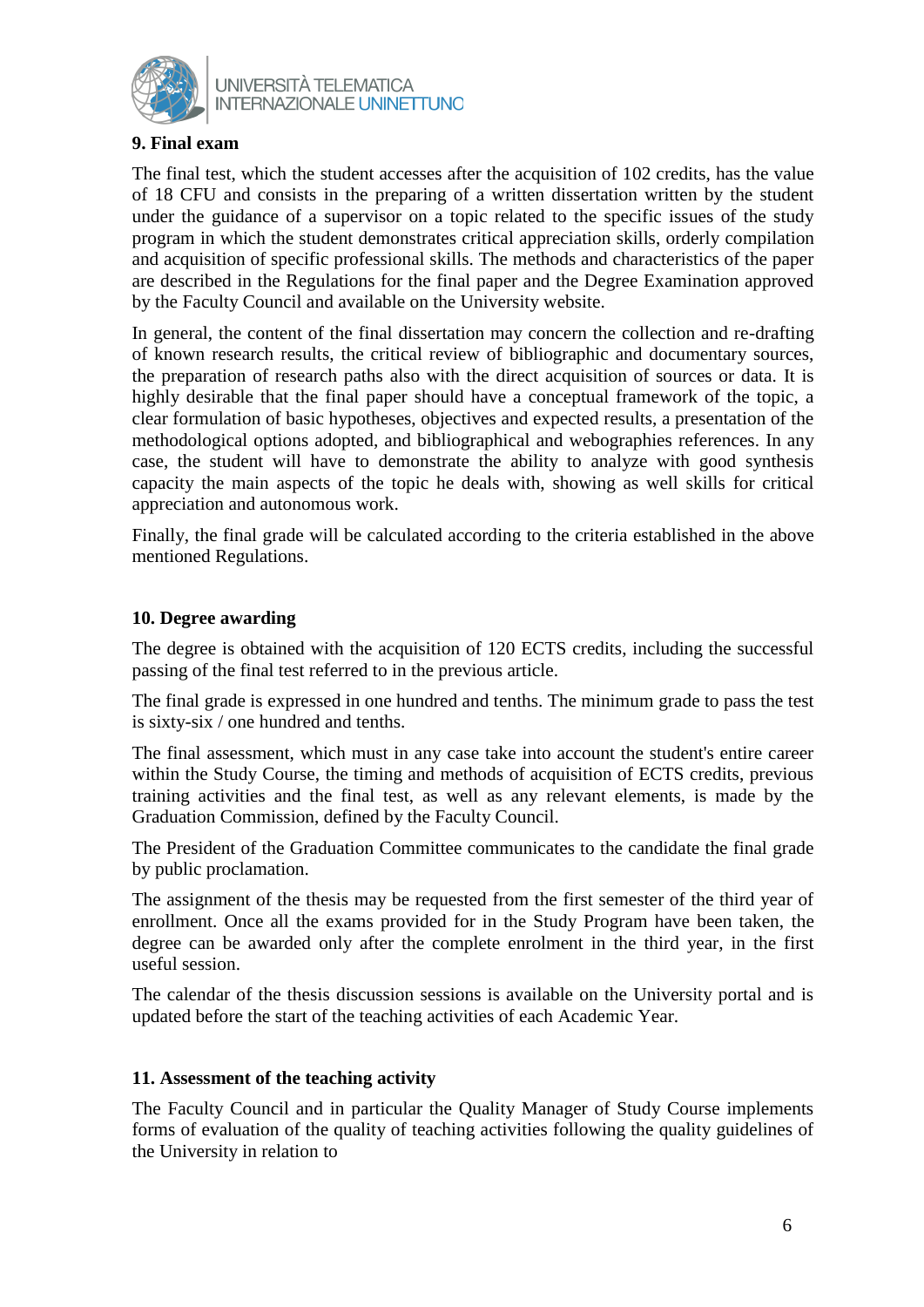## 9. Final exam

The final test, which the student accesses after the acquisition of 102 credits, has the value of 18 CFU and consists in the preparing of a written dissertation written by the student under the guidance of a supervisor on a topic related to the specific issues of the study program in which the student demonstrates critical appreciation skills, orderly compilation and acquisition of specific professional skills. The methods and characteristics of the paper are described in the Regulations for the final paper and the Degree Examination approved by the Faculty Council and available on the University website.

In general, the content of the final dissertation may concern the collection and re-drafting of known research results, the critical review of bibliographic and documentary sources, the preparation of research paths also with the direct acquisition of sources or data. It is highly desirable that the final paper should have a conceptual framework of the topic, a clear formulation of basic hypotheses, objectives and expected results, a presentation of the methodological options adopted, and bibliographical and webographies references. In any case, the student will have to demonstrate the ability to analyze with good synthesis capacity the main aspects of the topic he deals with, showing as well skills for critical appreciation and autonomous work.

Finally, the final grade will be calculated according to the criteria established in the above mentioned Regulations.

## 10. Degree awarding

The degree is obtained with the acquisition of 120 ECTS credits, including the successful passing of the final test referred to in the previous article.

The final grade is expressed in one hundred and tenths. The minimum grade to pass the test is sixty-six / one hundred and tenths.

The final assessment, which must in any case take into account the student's entire career within the Study Course, the timing and methods of acquisition of ECTS credits, previous training activities and the final test, as well as any relevant elements, is made by the Graduation Commission, defined by the Faculty Council.

The President of the Graduation Committee communicates to the candidate the final grade by public proclamation.

The assignment of the thesis may be requested from the first semester of the third year of enrollment. Once all the exams provided for in the Study Program have been taken, the degree can be awarded only after the complete enrolment in the third year, in the first useful session.

The calendar of the thesis discussion sessions is available on the University portal and is updated before the start of the teaching activities of each Academic Year.

## 11. Assessment of the teaching activity

The Faculty Council and in particular the Quality Manager of Study Course implements forms of evaluation of the quality of teaching activities following the quality guidelines of the University in relation to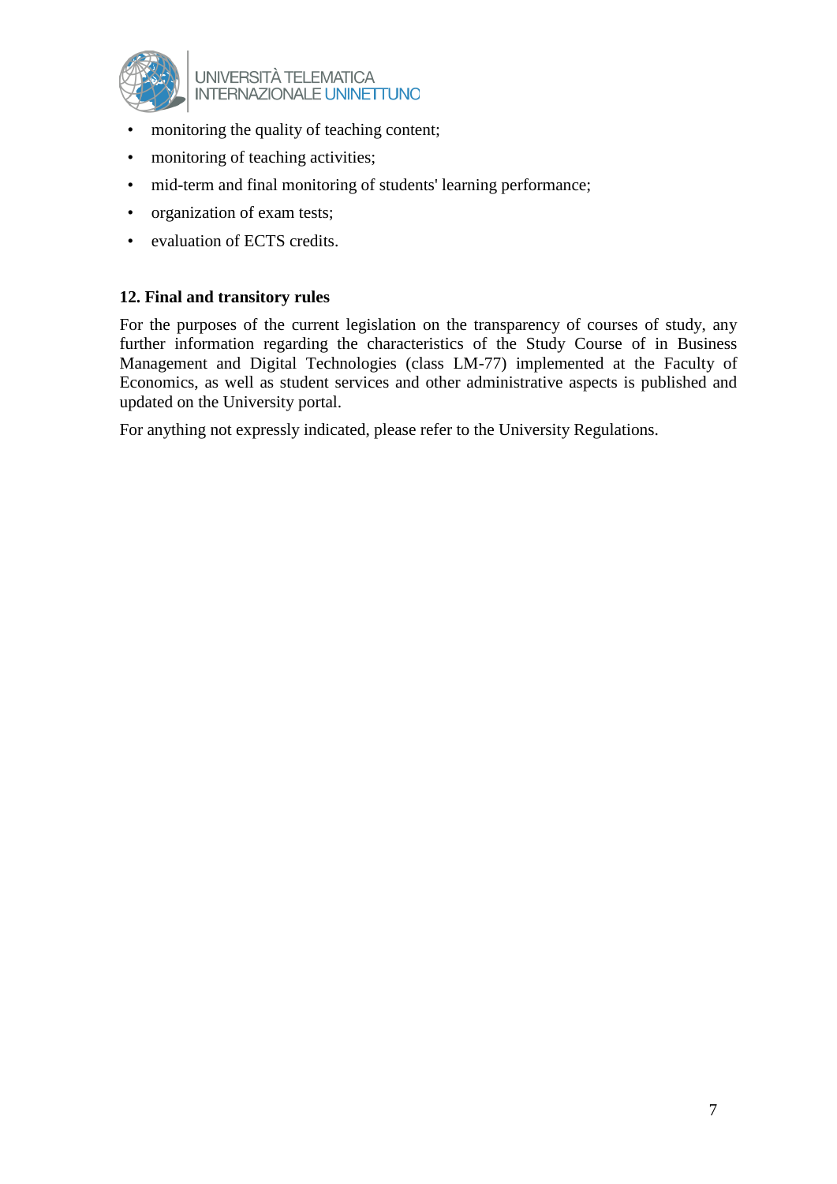- monitoring the quality of teaching content;
- monitoring of teaching activities;
- mid-term and final monitoring of students' learning performance;
- organization of exam tests;
- evaluation of ECTS credits.

## 12. Final and transitory rules

For the purposes of the current legislation on the transparency of courses of study, any further information regarding the characteristics of the Study Course of in Business Management and Digital Technologies (class LM-77) implemented at the Faculty of Economics, as well as student services and other administrative aspects is published and updated on the University portal.

For anything not expressly indicated, please refer to the University Regulations.